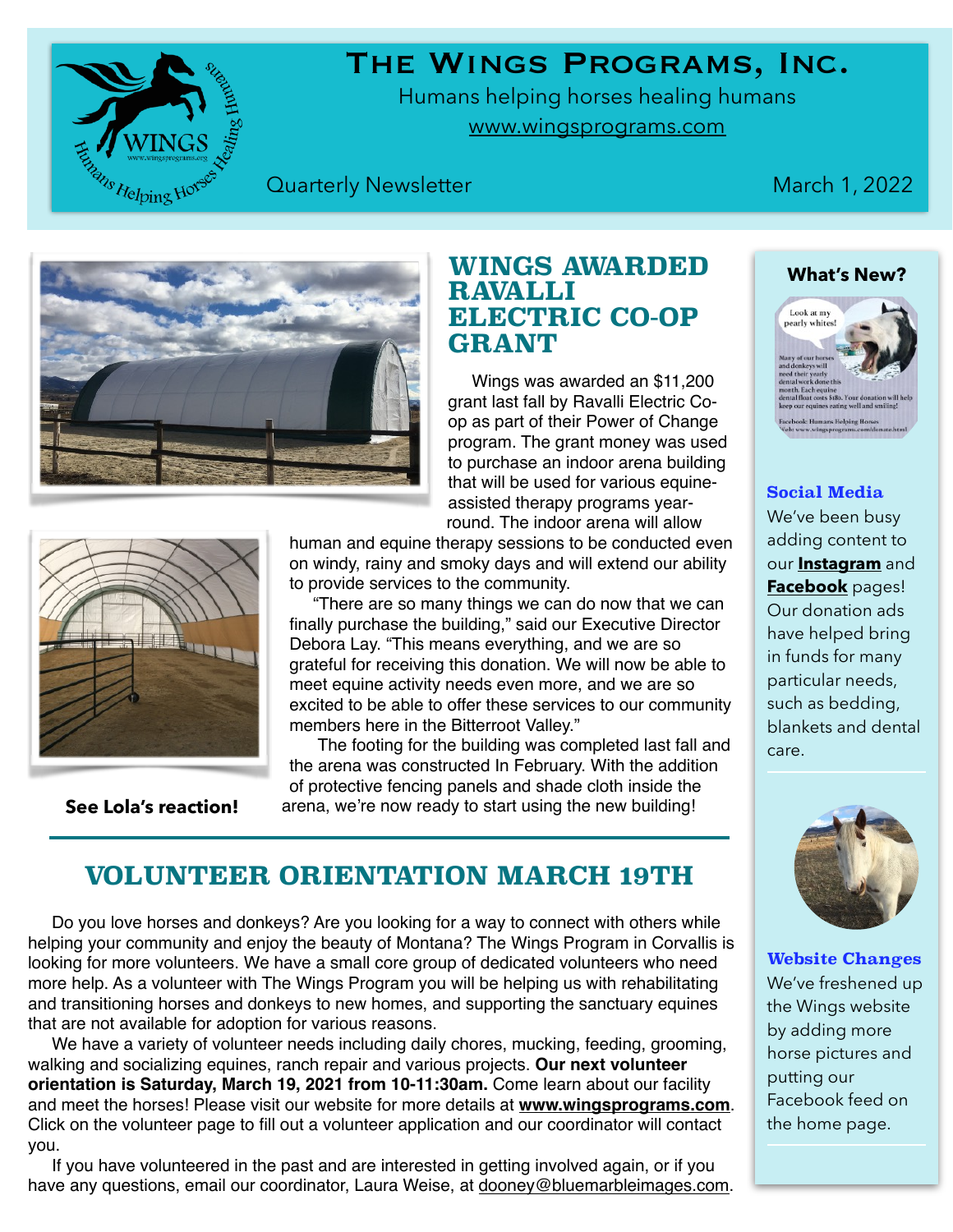# The Wings Programs, Inc.

Humans helping horses healing humans

www.wingsprograms.com

Quarterly Newsletter

March 1, 2022

## WINGS AWARDED RAVALLI ELECTRIC CO-OP GRANT

Wings was awarded an $11,200 grant last fall by Ravalli Electric Co-op as part of their Power of Change program. The grant money was used to purchase an indoor arena building that will be used for various equine-assisted therapy programs year-round. The indoor arena will allow human and equine therapy sessions to be conducted even on windy, rainy and smoky days and will extend our ability to provide services to the community.

"There are so many things we can do now that we can finally purchase the building," said our Executive Director Debora Lay. "This means everything, and we are so grateful for receiving this donation. We will now be able to meet equine activity needs even more, and we are so excited to be able to offer these services to our community members here in the Bitterroot Valley."

The footing for the building was completed last fall and the arena was constructed In February. With the addition of protective fencing panels and shade cloth inside the arena, we're now ready to start using the new building!

**See Lola's reaction!**

## VOLUNTEER ORIENTATION MARCH 19TH

Do you love horses and donkeys? Are you looking for a way to connect with others while helping your community and enjoy the beauty of Montana? The Wings Program in Corvallis is looking for more volunteers. We have a small core group of dedicated volunteers who need more help. As a volunteer with The Wings Program you will be helping us with rehabilitating and transitioning horses and donkeys to new homes, and supporting the sanctuary equines that are not available for adoption for various reasons.

We have a variety of volunteer needs including daily chores, mucking, feeding, grooming, walking and socializing equines, ranch repair and various projects. **Our next volunteer orientation is Saturday, March 19, 2021 from 10-11:30am.** Come learn about our facility and meet the horses! Please visit our website for more details at **www.wingsprograms.com**. Click on the volunteer page to fill out a volunteer application and our coordinator will contact you.

If you have volunteered in the past and are interested in getting involved again, or if you have any questions, email our coordinator, Laura Weise, at dooney@bluemarbleimages.com.

### What's New?

Look at my pearly whites!

Many of our horses and donkeys will need their yearly dental work done this month. Each equine dental float costs $180. Your donation will help keep our equines eating well and smiling!

Facebook: Humans Helping Horses
Web: www.wingsprograms.com/donate.html

### Social Media

We've been busy adding content to our **Instagram** and **Facebook** pages! Our donation ads have helped bring in funds for many particular needs, such as bedding, blankets and dental care.

### Website Changes

We've freshened up the Wings website by adding more horse pictures and putting our Facebook feed on the home page.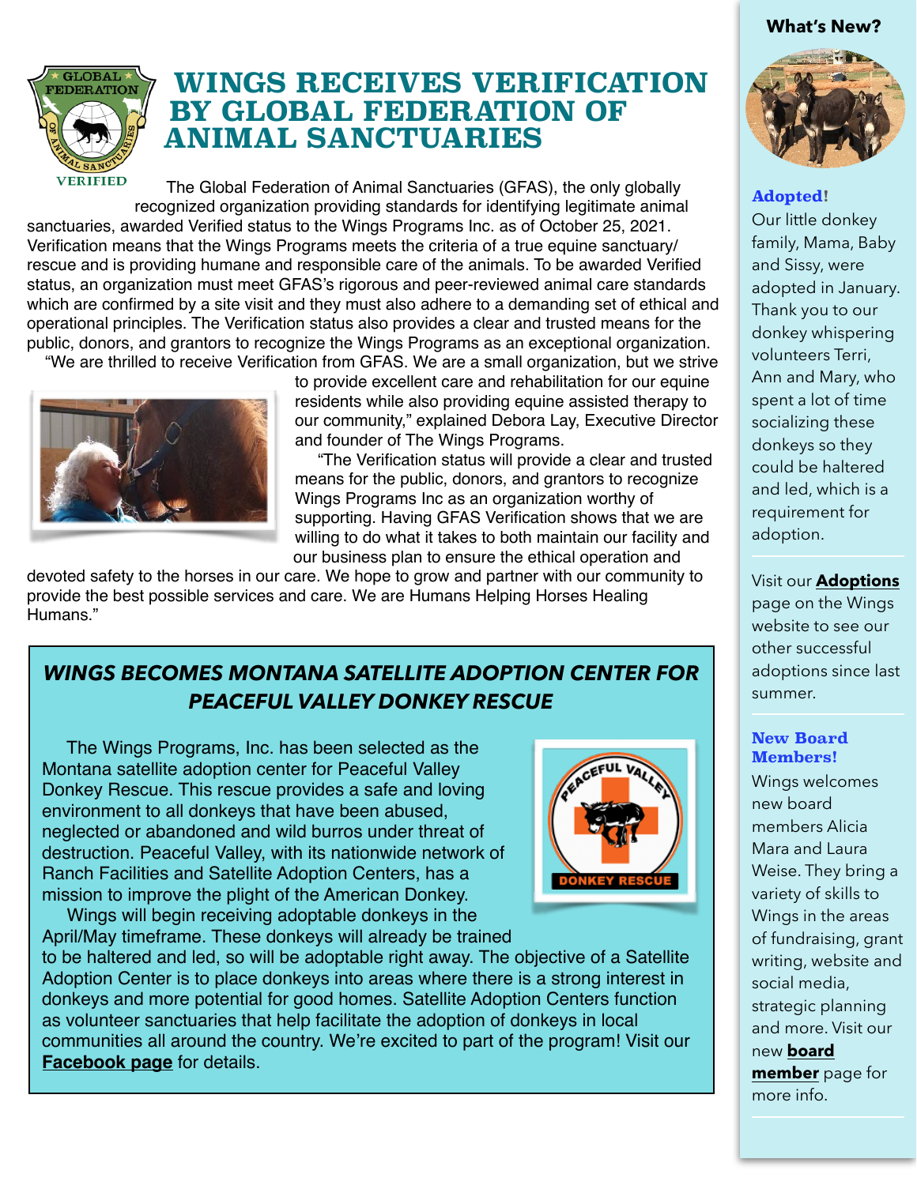# WINGS RECEIVES VERIFICATION BY GLOBAL FEDERATION OF ANIMAL SANCTUARIES

The Global Federation of Animal Sanctuaries (GFAS), the only globally recognized organization providing standards for identifying legitimate animal sanctuaries, awarded Verified status to the Wings Programs Inc. as of October 25, 2021. Verification means that the Wings Programs meets the criteria of a true equine sanctuary/rescue and is providing humane and responsible care of the animals. To be awarded Verified status, an organization must meet GFAS's rigorous and peer-reviewed animal care standards which are confirmed by a site visit and they must also adhere to a demanding set of ethical and operational principles. The Verification status also provides a clear and trusted means for the public, donors, and grantors to recognize the Wings Programs as an exceptional organization.

"We are thrilled to receive Verification from GFAS. We are a small organization, but we strive to provide excellent care and rehabilitation for our equine residents while also providing equine assisted therapy to our community," explained Debora Lay, Executive Director and founder of The Wings Programs.

"The Verification status will provide a clear and trusted means for the public, donors, and grantors to recognize Wings Programs Inc as an organization worthy of supporting. Having GFAS Verification shows that we are willing to do what it takes to both maintain our facility and our business plan to ensure the ethical operation and devoted safety to the horses in our care. We hope to grow and partner with our community to provide the best possible services and care. We are Humans Helping Horses Healing Humans."

## *WINGS BECOMES MONTANA SATELLITE ADOPTION CENTER FOR PEACEFUL VALLEY DONKEY RESCUE*

The Wings Programs, Inc. has been selected as the Montana satellite adoption center for Peaceful Valley Donkey Rescue. This rescue provides a safe and loving environment to all donkeys that have been abused, neglected or abandoned and wild burros under threat of destruction. Peaceful Valley, with its nationwide network of Ranch Facilities and Satellite Adoption Centers, has a mission to improve the plight of the American Donkey.

Wings will begin receiving adoptable donkeys in the April/May timeframe. These donkeys will already be trained to be haltered and led, so will be adoptable right away. The objective of a Satellite Adoption Center is to place donkeys into areas where there is a strong interest in donkeys and more potential for good homes. Satellite Adoption Centers function as volunteer sanctuaries that help facilitate the adoption of donkeys in local communities all around the country. We're excited to part of the program! Visit our **Facebook page** for details.

## What's New?

### Adopted!

Our little donkey family, Mama, Baby and Sissy, were adopted in January. Thank you to our donkey whispering volunteers Terri, Ann and Mary, who spent a lot of time socializing these donkeys so they could be haltered and led, which is a requirement for adoption.

Visit our **Adoptions** page on the Wings website to see our other successful adoptions since last summer.

### New Board Members!

Wings welcomes new board members Alicia Mara and Laura Weise. They bring a variety of skills to Wings in the areas of fundraising, grant writing, website and social media, strategic planning and more. Visit our new **board member** page for more info.